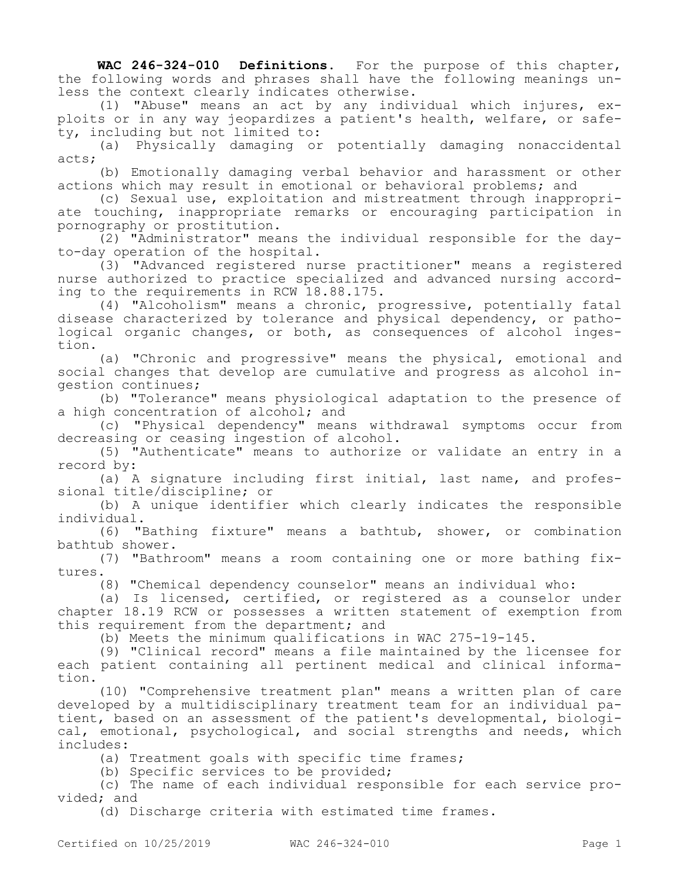**WAC 246-324-010 Definitions.** For the purpose of this chapter, the following words and phrases shall have the following meanings unless the context clearly indicates otherwise.

(1) "Abuse" means an act by any individual which injures, exploits or in any way jeopardizes a patient's health, welfare, or safety, including but not limited to:

(a) Physically damaging or potentially damaging nonaccidental acts;

(b) Emotionally damaging verbal behavior and harassment or other actions which may result in emotional or behavioral problems; and

(c) Sexual use, exploitation and mistreatment through inappropriate touching, inappropriate remarks or encouraging participation in pornography or prostitution.

(2) "Administrator" means the individual responsible for the day-to-day operation of the hospital.

(3) "Advanced registered nurse practitioner" means a registered nurse authorized to practice specialized and advanced nursing according to the requirements in RCW 18.88.175.

(4) "Alcoholism" means a chronic, progressive, potentially fatal disease characterized by tolerance and physical dependency, or pathological organic changes, or both, as consequences of alcohol ingestion.

(a) "Chronic and progressive" means the physical, emotional and social changes that develop are cumulative and progress as alcohol ingestion continues;

(b) "Tolerance" means physiological adaptation to the presence of a high concentration of alcohol; and

(c) "Physical dependency" means withdrawal symptoms occur from decreasing or ceasing ingestion of alcohol.

(5) "Authenticate" means to authorize or validate an entry in a record by:

(a) A signature including first initial, last name, and professional title/discipline; or

(b) A unique identifier which clearly indicates the responsible individual.

(6) "Bathing fixture" means a bathtub, shower, or combination bathtub shower.

(7) "Bathroom" means a room containing one or more bathing fixtures.

(8) "Chemical dependency counselor" means an individual who:

(a) Is licensed, certified, or registered as a counselor under chapter 18.19 RCW or possesses a written statement of exemption from this requirement from the department; and

(b) Meets the minimum qualifications in WAC 275-19-145.

(9) "Clinical record" means a file maintained by the licensee for each patient containing all pertinent medical and clinical information.

(10) "Comprehensive treatment plan" means a written plan of care developed by a multidisciplinary treatment team for an individual patient, based on an assessment of the patient's developmental, biological, emotional, psychological, and social strengths and needs, which includes:

(a) Treatment goals with specific time frames;

(b) Specific services to be provided;

(c) The name of each individual responsible for each service provided; and

(d) Discharge criteria with estimated time frames.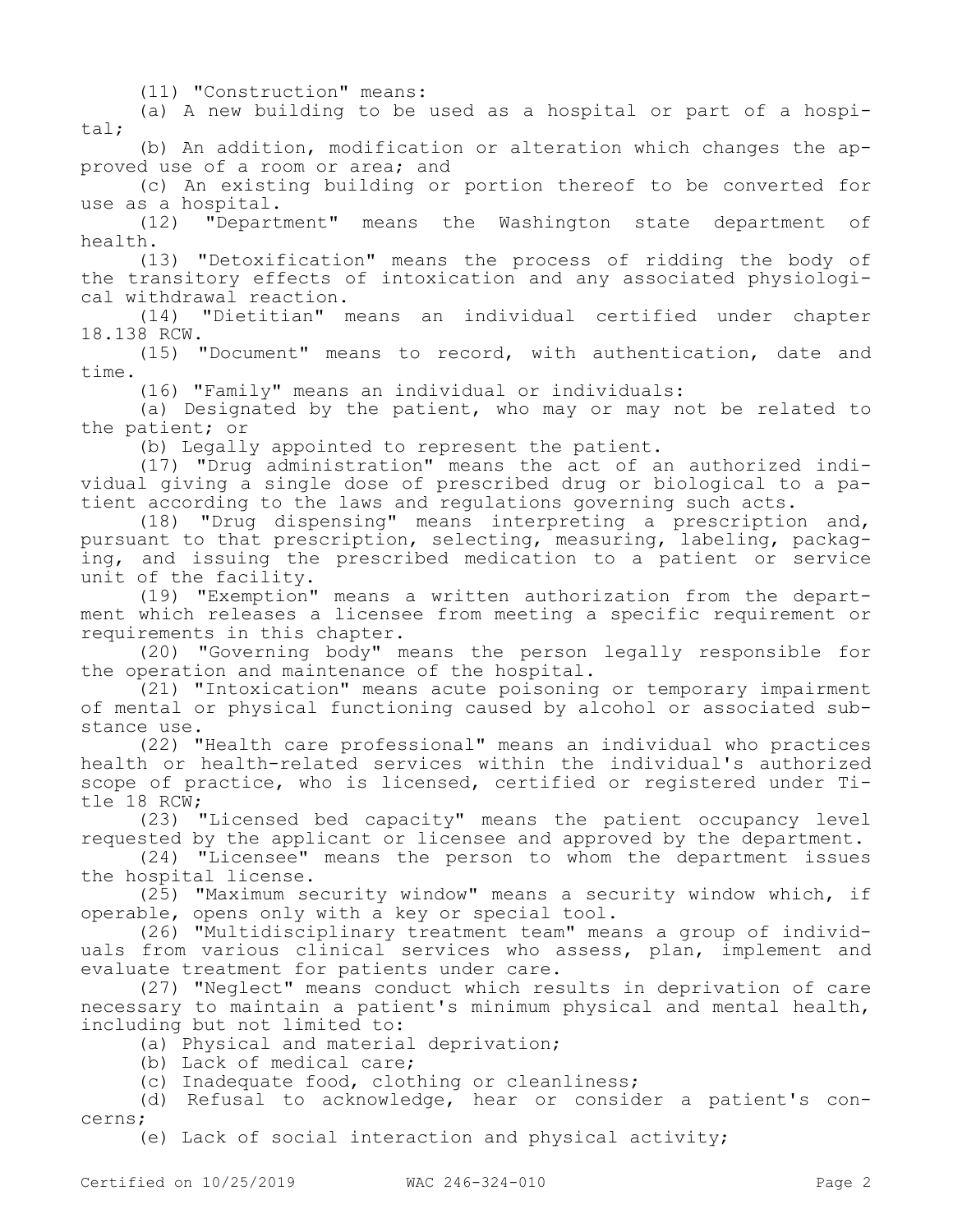(11) "Construction" means:

(a) A new building to be used as a hospital or part of a hospital;

(b) An addition, modification or alteration which changes the approved use of a room or area; and

(c) An existing building or portion thereof to be converted for use as a hospital.

(12) "Department" means the Washington state department of health.

(13) "Detoxification" means the process of ridding the body of the transitory effects of intoxication and any associated physiological withdrawal reaction.

(14) "Dietitian" means an individual certified under chapter 18.138 RCW.

(15) "Document" means to record, with authentication, date and time.

(16) "Family" means an individual or individuals:

(a) Designated by the patient, who may or may not be related to the patient; or

(b) Legally appointed to represent the patient.

(17) "Drug administration" means the act of an authorized individual giving a single dose of prescribed drug or biological to a patient according to the laws and regulations governing such acts.

(18) "Drug dispensing" means interpreting a prescription and, pursuant to that prescription, selecting, measuring, labeling, packaging, and issuing the prescribed medication to a patient or service unit of the facility.

(19) "Exemption" means a written authorization from the department which releases a licensee from meeting a specific requirement or requirements in this chapter.

(20) "Governing body" means the person legally responsible for the operation and maintenance of the hospital.

(21) "Intoxication" means acute poisoning or temporary impairment of mental or physical functioning caused by alcohol or associated substance use.

(22) "Health care professional" means an individual who practices health or health-related services within the individual's authorized scope of practice, who is licensed, certified or registered under Title 18 RCW;

(23) "Licensed bed capacity" means the patient occupancy level requested by the applicant or licensee and approved by the department.

(24) "Licensee" means the person to whom the department issues the hospital license.

(25) "Maximum security window" means a security window which, if operable, opens only with a key or special tool.

(26) "Multidisciplinary treatment team" means a group of individuals from various clinical services who assess, plan, implement and evaluate treatment for patients under care.

(27) "Neglect" means conduct which results in deprivation of care necessary to maintain a patient's minimum physical and mental health, including but not limited to:

(a) Physical and material deprivation;

(b) Lack of medical care;

(c) Inadequate food, clothing or cleanliness;

(d) Refusal to acknowledge, hear or consider a patient's concerns;

(e) Lack of social interaction and physical activity;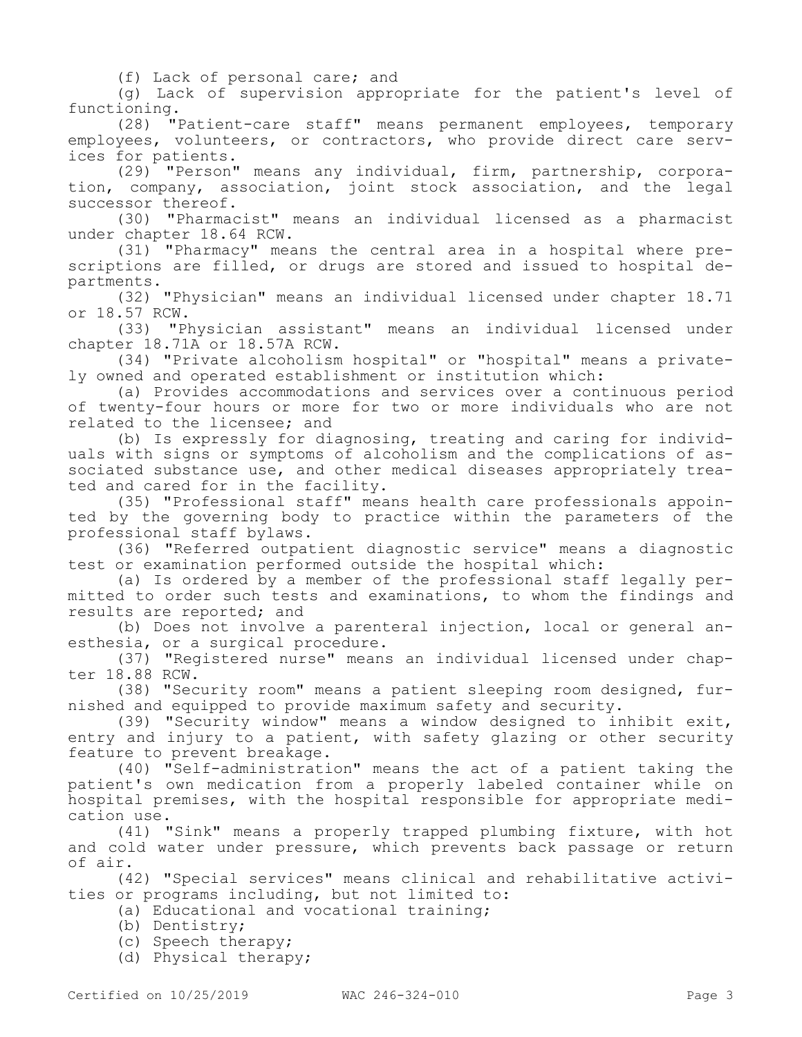(f) Lack of personal care; and

(g) Lack of supervision appropriate for the patient's level of functioning.

(28) "Patient-care staff" means permanent employees, temporary employees, volunteers, or contractors, who provide direct care services for patients.

(29) "Person" means any individual, firm, partnership, corporation, company, association, joint stock association, and the legal successor thereof.

(30) "Pharmacist" means an individual licensed as a pharmacist under chapter 18.64 RCW.

(31) "Pharmacy" means the central area in a hospital where prescriptions are filled, or drugs are stored and issued to hospital departments.

(32) "Physician" means an individual licensed under chapter 18.71 or 18.57 RCW.

(33) "Physician assistant" means an individual licensed under chapter 18.71A or 18.57A RCW.

(34) "Private alcoholism hospital" or "hospital" means a privately owned and operated establishment or institution which:

(a) Provides accommodations and services over a continuous period of twenty-four hours or more for two or more individuals who are not related to the licensee; and

(b) Is expressly for diagnosing, treating and caring for individuals with signs or symptoms of alcoholism and the complications of associated substance use, and other medical diseases appropriately treated and cared for in the facility.

(35) "Professional staff" means health care professionals appointed by the governing body to practice within the parameters of the professional staff bylaws.

(36) "Referred outpatient diagnostic service" means a diagnostic test or examination performed outside the hospital which:

(a) Is ordered by a member of the professional staff legally permitted to order such tests and examinations, to whom the findings and results are reported; and

(b) Does not involve a parenteral injection, local or general anesthesia, or a surgical procedure.

(37) "Registered nurse" means an individual licensed under chapter 18.88 RCW.

(38) "Security room" means a patient sleeping room designed, furnished and equipped to provide maximum safety and security.

(39) "Security window" means a window designed to inhibit exit, entry and injury to a patient, with safety glazing or other security feature to prevent breakage.

(40) "Self-administration" means the act of a patient taking the patient's own medication from a properly labeled container while on hospital premises, with the hospital responsible for appropriate medication use.

(41) "Sink" means a properly trapped plumbing fixture, with hot and cold water under pressure, which prevents back passage or return of air.

(42) "Special services" means clinical and rehabilitative activities or programs including, but not limited to:

(a) Educational and vocational training;

(b) Dentistry;

(c) Speech therapy;

(d) Physical therapy;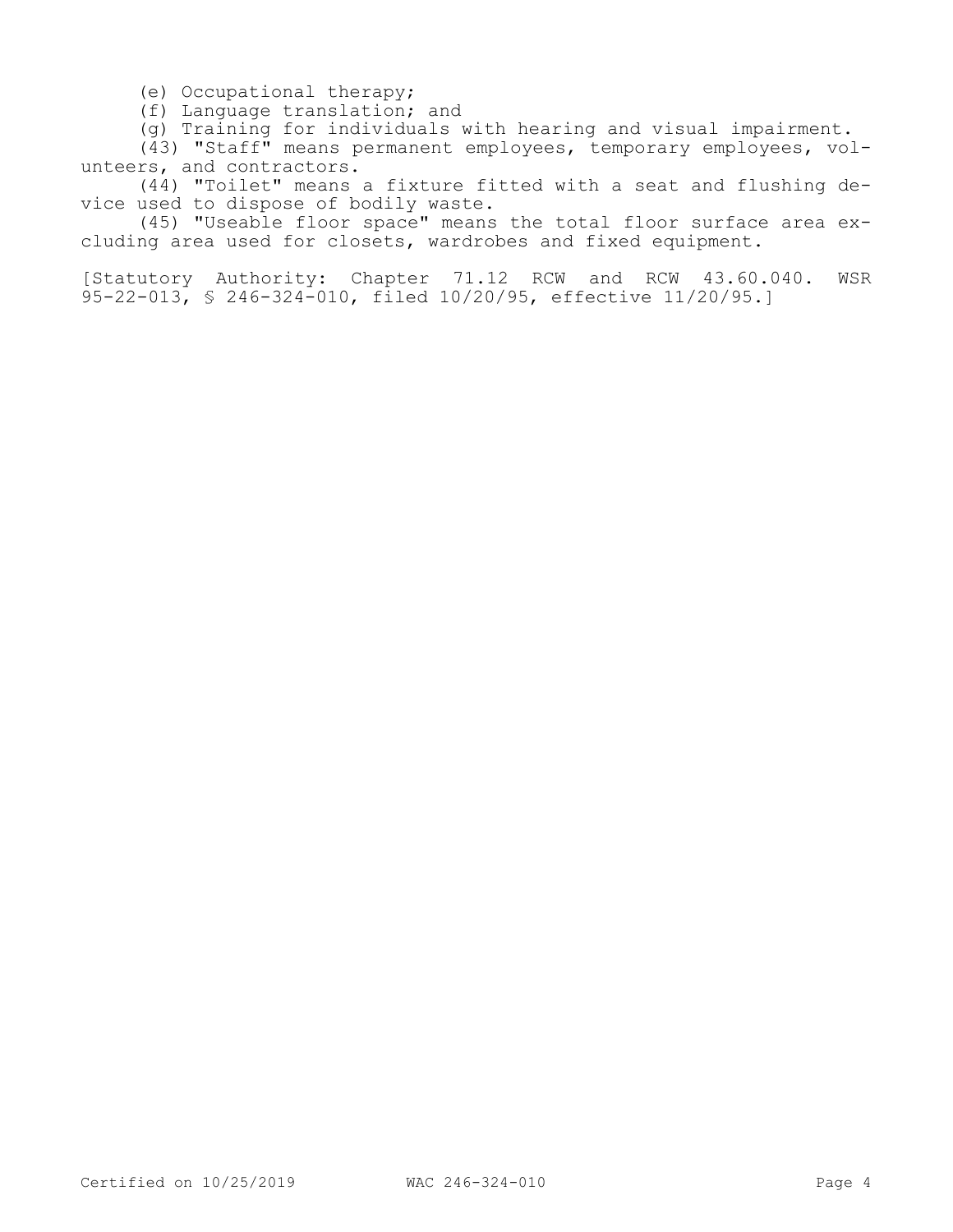(e) Occupational therapy;

(f) Language translation; and

(g) Training for individuals with hearing and visual impairment.

(43) "Staff" means permanent employees, temporary employees, volunteers, and contractors.

(44) "Toilet" means a fixture fitted with a seat and flushing device used to dispose of bodily waste.

(45) "Useable floor space" means the total floor surface area excluding area used for closets, wardrobes and fixed equipment.

[Statutory Authority: Chapter 71.12 RCW and RCW 43.60.040. WSR 95-22-013, § 246-324-010, filed 10/20/95, effective 11/20/95.]